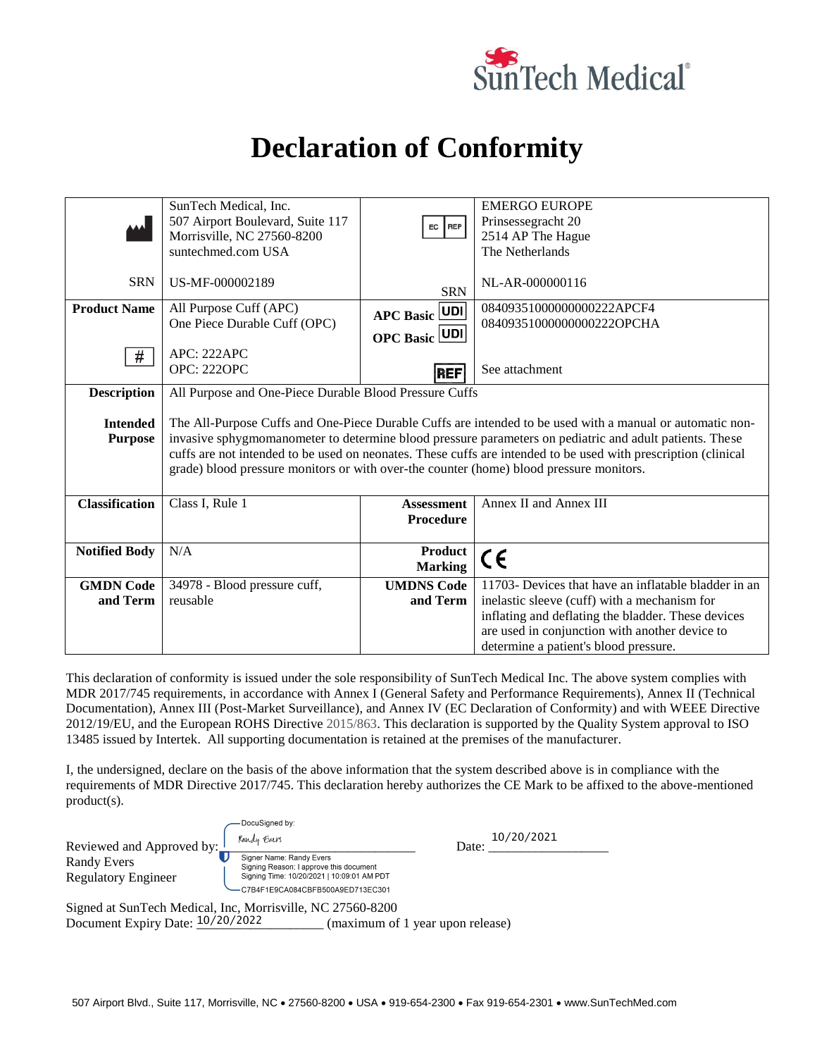SunTech Medical®

# Declaration of Conformity

| | | | |
|---|---|---|---|
| (Manufacturer) | SunTech Medical, Inc.<br>507 Airport Boulevard, Suite 117<br>Morrisville, NC 27560-8200<br>suntechmed.com USA | EC REP | EMERGO EUROPE<br>Prinsessegracht 20<br>2514 AP The Hague<br>The Netherlands |
| SRN | US-MF-000002189 | SRN | NL-AR-000000116 |
| **Product Name** | All Purpose Cuff (APC)<br>One Piece Durable Cuff (OPC) | **APC Basic** UDI<br>**OPC Basic** UDI | 08409351000000000222APCF4<br>08409351000000000222OPCHA |
| # | APC: 222APC<br>OPC: 222OPC | REF | See attachment |
| **Description** | All Purpose and One-Piece Durable Blood Pressure Cuffs | | |
| **Intended Purpose** | The All-Purpose Cuffs and One-Piece Durable Cuffs are intended to be used with a manual or automatic non-invasive sphygmomanometer to determine blood pressure parameters on pediatric and adult patients. These cuffs are not intended to be used on neonates. These cuffs are intended to be used with prescription (clinical grade) blood pressure monitors or with over-the counter (home) blood pressure monitors. | | |
| **Classification** | Class I, Rule 1 | **Assessment Procedure** | Annex II and Annex III |
| **Notified Body** | N/A | **Product Marking** | CE |
| **GMDN Code and Term** | 34978 - Blood pressure cuff, reusable | **UMDNS Code and Term** | 11703- Devices that have an inflatable bladder in an inelastic sleeve (cuff) with a mechanism for inflating and deflating the bladder. These devices are used in conjunction with another device to determine a patient's blood pressure. |

This declaration of conformity is issued under the sole responsibility of SunTech Medical Inc. The above system complies with MDR 2017/745 requirements, in accordance with Annex I (General Safety and Performance Requirements), Annex II (Technical Documentation), Annex III (Post-Market Surveillance), and Annex IV (EC Declaration of Conformity) and with WEEE Directive 2012/19/EU, and the European ROHS Directive 2015/863. This declaration is supported by the Quality System approval to ISO 13485 issued by Intertek. All supporting documentation is retained at the premises of the manufacturer.

I, the undersigned, declare on the basis of the above information that the system described above is in compliance with the requirements of MDR Directive 2017/745. This declaration hereby authorizes the CE Mark to be affixed to the above-mentioned product(s).

Reviewed and Approved by: DocuSigned by: Randy Evers
Signer Name: Randy Evers
Signing Reason: I approve this document
Signing Time: 10/20/2021 | 10:09:01 AM PDT
C7B4F1E9CA084CBFB500A9ED713EC301

Randy Evers
Regulatory Engineer

Date: 10/20/2021

Signed at SunTech Medical, Inc, Morrisville, NC 27560-8200
Document Expiry Date: 10/20/2022 (maximum of 1 year upon release)

507 Airport Blvd., Suite 117, Morrisville, NC • 27560-8200 • USA • 919-654-2300 • Fax 919-654-2301 • www.SunTechMed.com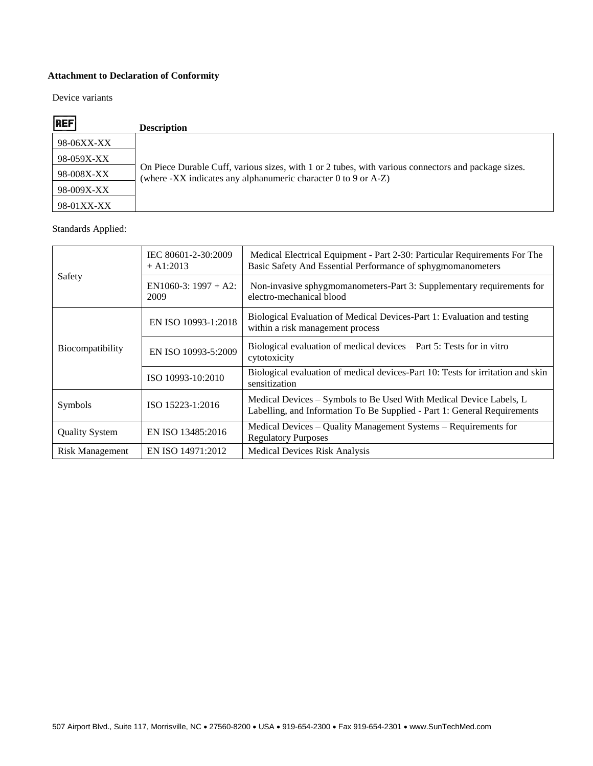**Attachment to Declaration of Conformity**

Device variants

| REF | Description |
|---|---|
| 98-06XX-XX | On Piece Durable Cuff, various sizes, with 1 or 2 tubes, with various connectors and package sizes. (where -XX indicates any alphanumeric character 0 to 9 or A-Z) |
| 98-059X-XX | |
| 98-008X-XX | |
| 98-009X-XX | |
| 98-01XX-XX | |

Standards Applied:

| | | |
|---|---|---|
| Safety | IEC 80601-2-30:2009 + A1:2013 | Medical Electrical Equipment - Part 2-30: Particular Requirements For The Basic Safety And Essential Performance of sphygmomanometers |
| | EN1060-3: 1997 + A2: 2009 | Non-invasive sphygmomanometers-Part 3: Supplementary requirements for electro-mechanical blood |
| Biocompatibility | EN ISO 10993-1:2018 | Biological Evaluation of Medical Devices-Part 1: Evaluation and testing within a risk management process |
| | EN ISO 10993-5:2009 | Biological evaluation of medical devices – Part 5: Tests for in vitro cytotoxicity |
| | ISO 10993-10:2010 | Biological evaluation of medical devices-Part 10: Tests for irritation and skin sensitization |
| Symbols | ISO 15223-1:2016 | Medical Devices – Symbols to Be Used With Medical Device Labels, L Labelling, and Information To Be Supplied - Part 1: General Requirements |
| Quality System | EN ISO 13485:2016 | Medical Devices – Quality Management Systems – Requirements for Regulatory Purposes |
| Risk Management | EN ISO 14971:2012 | Medical Devices Risk Analysis |

507 Airport Blvd., Suite 117, Morrisville, NC • 27560-8200 • USA • 919-654-2300 • Fax 919-654-2301 • www.SunTechMed.com